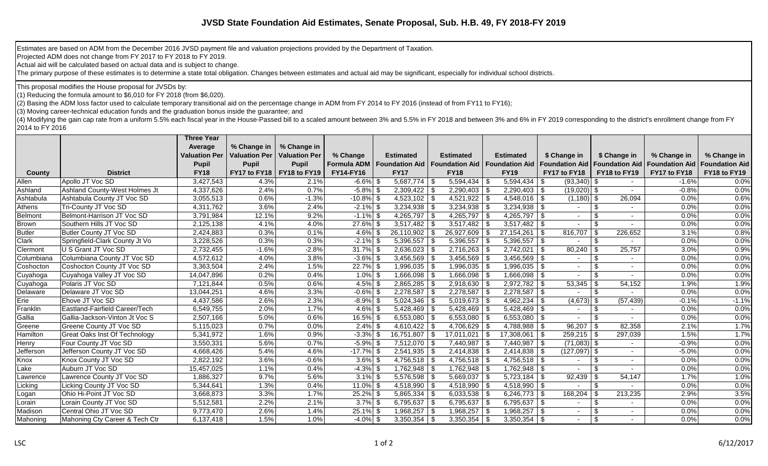# JVSD State Foundation Aid Estimates, Senate Proposal, Sub. H.B. 49, FY 2018-FY 2019

Estimates are based on ADM from the December 2016 JVSD payment file and valuation projections provided by the Department of Taxation.
Projected ADM does not change from FY 2017 to FY 2018 to FY 2019.
Actual aid will be calculated based on actual data and is subject to change.
The primary purpose of these estimates is to determine a state total obligation. Changes between estimates and actual aid may be significant, especially for individual school districts.

This proposal modifies the House proposal for JVSDs by:
(1) Reducing the formula amount to $6,010 for FY 2018 (from $6,020).
(2) Basing the ADM loss factor used to calculate temporary transitional aid on the percentage change in ADM from FY 2014 to FY 2016 (instead of from FY11 to FY16);
(3) Moving career-technical education funds and the graduation bonus inside the guarantee; and
(4) Modifying the gain cap rate from a uniform 5.5% each fiscal year in the House-Passed bill to a scaled amount between 3% and 5.5% in FY 2018 and between 3% and 6% in FY 2019 corresponding to the district's enrollment change from FY 2014 to FY 2016

| County | District | Three Year Average Valuation Per Pupil FY18 | % Change in Valuation Per Pupil FY17 to FY18 | % Change in Valuation Per Pupil FY18 to FY19 | % Change Formula ADM FY14-FY16 | Estimated Foundation Aid FY17 | Estimated Foundation Aid FY18 | Estimated Foundation Aid FY19 | $ Change in Foundation Aid FY17 to FY18 | $ Change in Foundation Aid FY18 to FY19 | % Change in Foundation Aid FY17 to FY18 | % Change in Foundation Aid FY18 to FY19 |
|---|---|---|---|---|---|---|---|---|---|---|---|---|
| Allen | Apollo JT Voc SD | 3,427,543 | 4.3% | 2.1% | -6.6% | $ 5,687,774 | $ 5,594,434 | $ 5,594,434 | $ (93,340) | $ - | -1.6% | 0.0% |
| Ashland | Ashland County-West Holmes Jt | 4,337,626 | 2.4% | 0.7% | -5.8% | $ 2,309,422 | $ 2,290,403 | $ 2,290,403 | $ (19,020) | $ - | -0.8% | 0.0% |
| Ashtabula | Ashtabula County JT Voc SD | 3,055,513 | 0.6% | -1.3% | -10.8% | $ 4,523,102 | $ 4,521,922 | $ 4,548,016 | $ (1,180) | $ 26,094 | 0.0% | 0.6% |
| Athens | Tri-County JT Voc SD | 4,311,762 | 3.6% | 2.4% | -2.1% | $ 3,234,938 | $ 3,234,938 | $ 3,234,938 | $ - | $ - | 0.0% | 0.0% |
| Belmont | Belmont-Harrison JT Voc SD | 3,791,984 | 12.1% | 9.2% | -1.1% | $ 4,265,797 | $ 4,265,797 | $ 4,265,797 | $ - | $ - | 0.0% | 0.0% |
| Brown | Southern Hills JT Voc SD | 2,125,138 | 4.1% | 4.0% | 27.6% | $ 3,517,482 | $ 3,517,482 | $ 3,517,482 | $ - | $ - | 0.0% | 0.0% |
| Butler | Butler County JT Voc SD | 2,424,883 | 0.3% | 0.1% | 4.6% | $ 26,110,902 | $ 26,927,609 | $ 27,154,261 | $ 816,707 | $ 226,652 | 3.1% | 0.8% |
| Clark | Springfield-Clark County Jt Vo | 3,228,526 | 0.3% | 0.3% | -2.1% | $ 5,396,557 | $ 5,396,557 | $ 5,396,557 | $ - | $ - | 0.0% | 0.0% |
| Clermont | U S Grant JT Voc SD | 2,732,455 | -1.6% | -2.8% | 31.7% | $ 2,636,023 | $ 2,716,263 | $ 2,742,021 | $ 80,240 | $ 25,757 | 3.0% | 0.9% |
| Columbiana | Columbiana County JT Voc SD | 4,572,612 | 4.0% | 3.8% | -3.6% | $ 3,456,569 | $ 3,456,569 | $ 3,456,569 | $ - | $ - | 0.0% | 0.0% |
| Coshocton | Coshocton County JT Voc SD | 3,363,504 | 2.4% | 1.5% | 22.7% | $ 1,996,035 | $ 1,996,035 | $ 1,996,035 | $ - | $ - | 0.0% | 0.0% |
| Cuyahoga | Cuyahoga Valley JT Voc SD | 14,047,896 | 0.2% | 0.4% | 1.0% | $ 1,666,098 | $ 1,666,098 | $ 1,666,098 | $ - | $ - | 0.0% | 0.0% |
| Cuyahoga | Polaris JT Voc SD | 7,121,844 | 0.5% | 0.6% | 4.5% | $ 2,865,285 | $ 2,918,630 | $ 2,972,782 | $ 53,345 | $ 54,152 | 1.9% | 1.9% |
| Delaware | Delaware JT Voc SD | 13,044,251 | 4.6% | 3.3% | -0.6% | $ 2,278,587 | $ 2,278,587 | $ 2,278,587 | $ - | $ - | 0.0% | 0.0% |
| Erie | Ehove JT Voc SD | 4,437,586 | 2.6% | 2.3% | -8.9% | $ 5,024,346 | $ 5,019,673 | $ 4,962,234 | $ (4,673) | $ (57,439) | -0.1% | -1.1% |
| Franklin | Eastland-Fairfield Career/Tech | 6,549,755 | 2.0% | 1.7% | 4.6% | $ 5,428,469 | $ 5,428,469 | $ 5,428,469 | $ - | $ - | 0.0% | 0.0% |
| Gallia | Gallia-Jackson-Vinton Jt Voc S | 2,507,166 | 5.0% | 0.6% | 16.5% | $ 6,553,080 | $ 6,553,080 | $ 6,553,080 | $ - | $ - | 0.0% | 0.0% |
| Greene | Greene County JT Voc SD | 5,115,023 | 0.7% | 0.0% | 2.4% | $ 4,610,422 | $ 4,706,629 | $ 4,788,988 | $ 96,207 | $ 82,358 | 2.1% | 1.7% |
| Hamilton | Great Oaks Inst Of Technology | 5,341,972 | 1.6% | 0.9% | -3.3% | $ 16,751,807 | $ 17,011,021 | $ 17,308,061 | $ 259,215 | $ 297,039 | 1.5% | 1.7% |
| Henry | Four County JT Voc SD | 3,550,331 | 5.6% | 0.7% | -5.9% | $ 7,512,070 | $ 7,440,987 | $ 7,440,987 | $ (71,083) | $ - | -0.9% | 0.0% |
| Jefferson | Jefferson County JT Voc SD | 4,668,426 | 5.4% | 4.6% | -17.7% | $ 2,541,935 | $ 2,414,838 | $ 2,414,838 | $ (127,097) | $ - | -5.0% | 0.0% |
| Knox | Knox County JT Voc SD | 2,822,192 | 3.6% | -0.6% | 3.6% | $ 4,756,518 | $ 4,756,518 | $ 4,756,518 | $ - | $ - | 0.0% | 0.0% |
| Lake | Auburn JT Voc SD | 15,457,025 | 1.1% | 0.4% | -4.3% | $ 1,762,948 | $ 1,762,948 | $ 1,762,948 | $ - | $ - | 0.0% | 0.0% |
| Lawrence | Lawrence County JT Voc SD | 1,886,327 | 9.7% | 5.6% | 3.1% | $ 5,576,598 | $ 5,669,037 | $ 5,723,184 | $ 92,439 | $ 54,147 | 1.7% | 1.0% |
| Licking | Licking County JT Voc SD | 5,344,641 | 1.3% | 0.4% | 11.0% | $ 4,518,990 | $ 4,518,990 | $ 4,518,990 | $ - | $ - | 0.0% | 0.0% |
| Logan | Ohio Hi-Point JT Voc SD | 3,668,873 | 3.3% | 1.7% | 25.2% | $ 5,865,334 | $ 6,033,538 | $ 6,246,773 | $ 168,204 | $ 213,235 | 2.9% | 3.5% |
| Lorain | Lorain County JT Voc SD | 5,512,581 | 2.2% | 2.1% | 3.7% | $ 6,795,637 | $ 6,795,637 | $ 6,795,637 | $ - | $ - | 0.0% | 0.0% |
| Madison | Central Ohio JT Voc SD | 9,773,470 | 2.6% | 1.4% | 25.1% | $ 1,968,257 | $ 1,968,257 | $ 1,968,257 | $ - | $ - | 0.0% | 0.0% |
| Mahoning | Mahoning Cty Career & Tech Ctr | 6,137,418 | 1.5% | 1.0% | -4.0% | $ 3,350,354 | $ 3,350,354 | $ 3,350,354 | $ - | $ - | 0.0% | 0.0% |

LSC 6/12/2017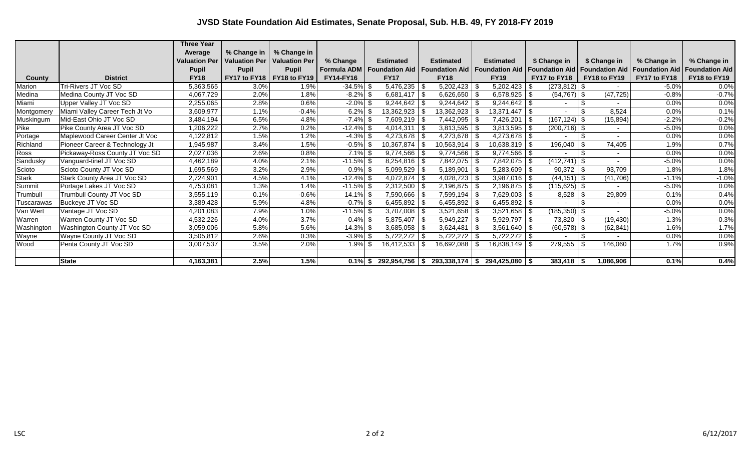# JVSD State Foundation Aid Estimates, Senate Proposal, Sub. H.B. 49, FY 2018-FY 2019

| County | District | Three Year Average Valuation Per Pupil FY18 | % Change in Valuation Per Pupil FY17 to FY18 | % Change in Valuation Per Pupil FY18 to FY19 | % Change Formula ADM FY14-FY16 | Estimated Foundation Aid FY17 | Estimated Foundation Aid FY18 | Estimated Foundation Aid FY19 | $ Change in Foundation Aid FY17 to FY18 | $ Change in Foundation Aid FY18 to FY19 | % Change in Foundation Aid FY17 to FY18 | % Change in Foundation Aid FY18 to FY19 |
|---|---|---|---|---|---|---|---|---|---|---|---|---|
| Marion | Tri-Rivers JT Voc SD | 5,363,565 | 3.0% | 1.9% | -34.5% | $ 5,476,235 | $ 5,202,423 | $ 5,202,423 | $ (273,812) | $ - | -5.0% | 0.0% |
| Medina | Medina County JT Voc SD | 4,067,729 | 2.0% | 1.8% | -8.2% | $ 6,681,417 | $ 6,626,650 | $ 6,578,925 | $ (54,767) | $ (47,725) | -0.8% | -0.7% |
| Miami | Upper Valley JT Voc SD | 2,255,065 | 2.8% | 0.6% | -2.0% | $ 9,244,642 | $ 9,244,642 | $ 9,244,642 | $ - | $ - | 0.0% | 0.0% |
| Montgomery | Miami Valley Career Tech Jt Vo | 3,609,977 | 1.1% | -0.4% | 6.2% | $ 13,362,923 | $ 13,362,923 | $ 13,371,447 | $ - | $ 8,524 | 0.0% | 0.1% |
| Muskingum | Mid-East Ohio JT Voc SD | 3,484,194 | 6.5% | 4.8% | -7.4% | $ 7,609,219 | $ 7,442,095 | $ 7,426,201 | $ (167,124) | $ (15,894) | -2.2% | -0.2% |
| Pike | Pike County Area JT Voc SD | 1,206,222 | 2.7% | 0.2% | -12.4% | $ 4,014,311 | $ 3,813,595 | $ 3,813,595 | $ (200,716) | $ - | -5.0% | 0.0% |
| Portage | Maplewood Career Center Jt Voc | 4,122,812 | 1.5% | 1.2% | -4.3% | $ 4,273,678 | $ 4,273,678 | $ 4,273,678 | $ - | $ - | 0.0% | 0.0% |
| Richland | Pioneer Career & Technology Jt | 1,945,987 | 3.4% | 1.5% | -0.5% | $ 10,367,874 | $ 10,563,914 | $ 10,638,319 | $ 196,040 | $ 74,405 | 1.9% | 0.7% |
| Ross | Pickaway-Ross County JT Voc SD | 2,027,036 | 2.6% | 0.8% | 7.1% | $ 9,774,566 | $ 9,774,566 | $ 9,774,566 | $ - | $ - | 0.0% | 0.0% |
| Sandusky | Vanguard-tinel JT Voc SD | 4,462,189 | 4.0% | 2.1% | -11.5% | $ 8,254,816 | $ 7,842,075 | $ 7,842,075 | $ (412,741) | $ - | -5.0% | 0.0% |
| Scioto | Scioto County JT Voc SD | 1,695,569 | 3.2% | 2.9% | 0.9% | $ 5,099,529 | $ 5,189,901 | $ 5,283,609 | $ 90,372 | $ 93,709 | 1.8% | 1.8% |
| Stark | Stark County Area JT Voc SD | 2,724,901 | 4.5% | 4.1% | -12.4% | $ 4,072,874 | $ 4,028,723 | $ 3,987,016 | $ (44,151) | $ (41,706) | -1.1% | -1.0% |
| Summit | Portage Lakes JT Voc SD | 4,753,081 | 1.3% | 1.4% | -11.5% | $ 2,312,500 | $ 2,196,875 | $ 2,196,875 | $ (115,625) | $ - | -5.0% | 0.0% |
| Trumbull | Trumbull County JT Voc SD | 3,555,119 | 0.1% | -0.6% | 14.1% | $ 7,590,666 | $ 7,599,194 | $ 7,629,003 | $ 8,528 | $ 29,809 | 0.1% | 0.4% |
| Tuscarawas | Buckeye JT Voc SD | 3,389,428 | 5.9% | 4.8% | -0.7% | $ 6,455,892 | $ 6,455,892 | $ 6,455,892 | $ - | $ - | 0.0% | 0.0% |
| Van Wert | Vantage JT Voc SD | 4,201,083 | 7.9% | 1.0% | -11.5% | $ 3,707,008 | $ 3,521,658 | $ 3,521,658 | $ (185,350) | $ - | -5.0% | 0.0% |
| Warren | Warren County JT Voc SD | 4,532,226 | 4.0% | 3.7% | 0.4% | $ 5,875,407 | $ 5,949,227 | $ 5,929,797 | $ 73,820 | $ (19,430) | 1.3% | -0.3% |
| Washington | Washington County JT Voc SD | 3,059,006 | 5.8% | 5.6% | -14.3% | $ 3,685,058 | $ 3,624,481 | $ 3,561,640 | $ (60,578) | $ (62,841) | -1.6% | -1.7% |
| Wayne | Wayne County JT Voc SD | 3,505,812 | 2.6% | 0.3% | -3.9% | $ 5,722,272 | $ 5,722,272 | $ 5,722,272 | $ - | $ - | 0.0% | 0.0% |
| Wood | Penta County JT Voc SD | 3,007,537 | 3.5% | 2.0% | 1.9% | $ 16,412,533 | $ 16,692,088 | $ 16,838,149 | $ 279,555 | $ 146,060 | 1.7% | 0.9% |
| | | | | | | | | | | | | |
| | **State** | **4,163,381** | **2.5%** | **1.5%** | **0.1%** | **$ 292,954,756** | **$ 293,338,174** | **$ 294,425,080** | **$ 383,418** | **$ 1,086,906** | **0.1%** | **0.4%** |

LSC 6/12/2017